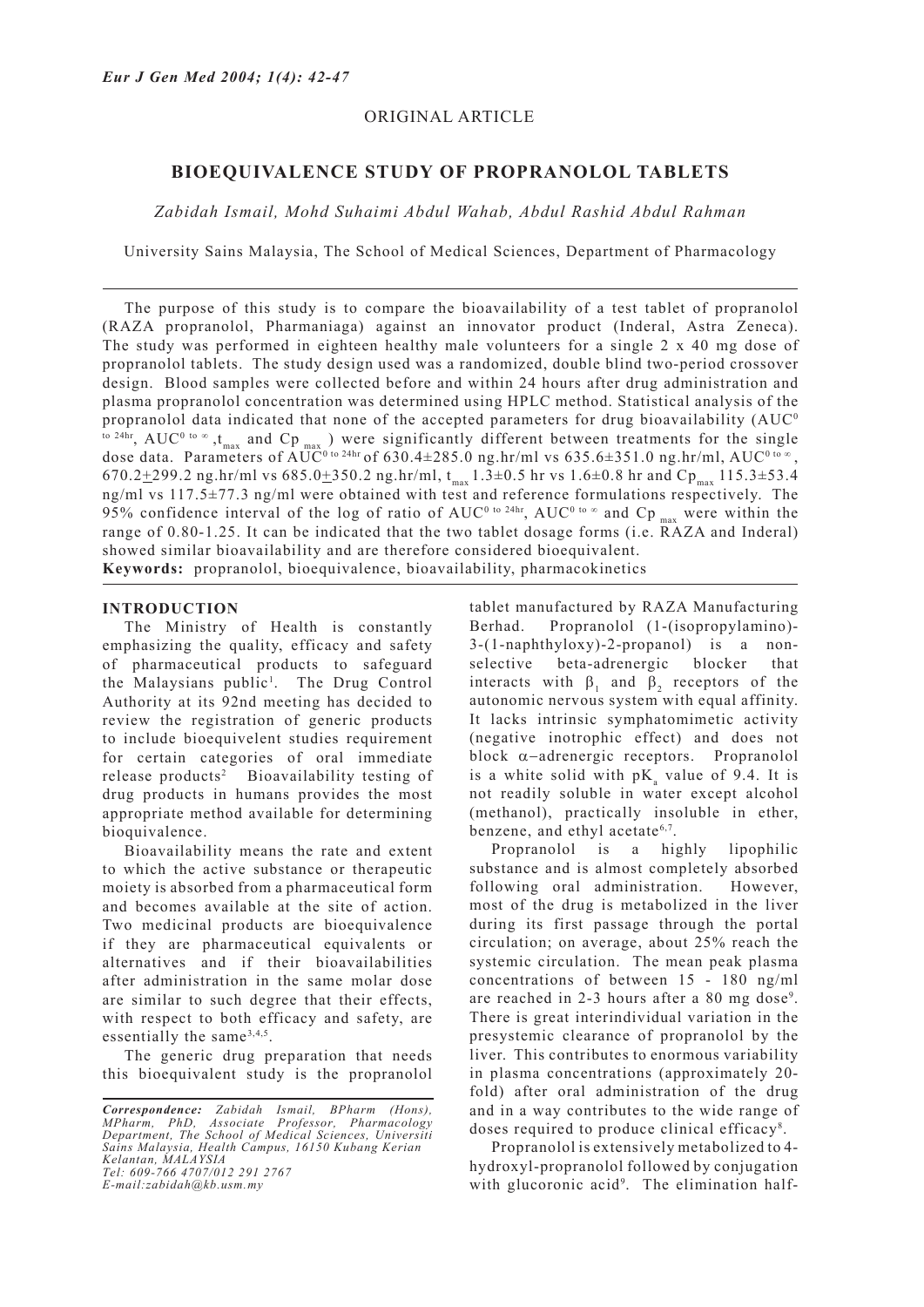## ORIGINAL ARTICLE

# BIOEQUIVALENCE STUDY OF PROPRANOLOL TABLETS

*Zabidah Ismail, Mohd Suhaimi Abdul Wahab, Abdul Rashid Abdul Rahman*

University Sains Malaysia, The School of Medical Sciences, Department of Pharmacology

The purpose of this study is to compare the bioavailability of a test tablet of propranolol (RAZA propranolol, Pharmaniaga) against an innovator product (Inderal, Astra Zeneca). The study was performed in eighteen healthy male volunteers for a single 2 x 40 mg dose of propranolol tablets. The study design used was a randomized, double blind two-period crossover design. Blood samples were collected before and within 24 hours after drug administration and plasma propranolol concentration was determined using HPLC method. Statistical analysis of the propranolol data indicated that none of the accepted parameters for drug bioavailability ($AUC^{0\ to\ 24hr}$, $AUC^{0\ to\ \infty}$, $t_{max}$ and $Cp_{max}$) were significantly different between treatments for the single dose data. Parameters of $AUC^{0\ to\ 24hr}$ of 630.4±285.0 ng.hr/ml vs 635.6±351.0 ng.hr/ml, $AUC^{0\ to\ \infty}$, 670.2±299.2 ng.hr/ml vs 685.0±350.2 ng.hr/ml, $t_{max}$ 1.3±0.5 hr vs 1.6±0.8 hr and $Cp_{max}$ 115.3±53.4 ng/ml vs 117.5±77.3 ng/ml were obtained with test and reference formulations respectively. The 95% confidence interval of the log of ratio of $AUC^{0\ to\ 24hr}$, $AUC^{0\ to\ \infty}$ and $Cp_{max}$ were within the range of 0.80-1.25. It can be indicated that the two tablet dosage forms (i.e. RAZA and Inderal) showed similar bioavailability and are therefore considered bioequivalent.

**Keywords:** propranolol, bioequivalence, bioavailability, pharmacokinetics

## INTRODUCTION

The Ministry of Health is constantly emphasizing the quality, efficacy and safety of pharmaceutical products to safeguard the Malaysians public[1]. The Drug Control Authority at its 92nd meeting has decided to review the registration of generic products to include bioequivelent studies requirement for certain categories of oral immediate release products[2] Bioavailability testing of drug products in humans provides the most appropriate method available for determining bioquivalence.

Bioavailability means the rate and extent to which the active substance or therapeutic moiety is absorbed from a pharmaceutical form and becomes available at the site of action. Two medicinal products are bioequivalence if they are pharmaceutical equivalents or alternatives and if their bioavailabilities after administration in the same molar dose are similar to such degree that their effects, with respect to both efficacy and safety, are essentially the same[3,4,5].

The generic drug preparation that needs this bioequivalent study is the propranolol tablet manufactured by RAZA Manufacturing Berhad. Propranolol (1-(isopropylamino)-3-(1-naphthyloxy)-2-propanol) is a non-selective beta-adrenergic blocker that interacts with $\beta_1$ and $\beta_2$ receptors of the autonomic nervous system with equal affinity. It lacks intrinsic symphatomimetic activity (negative inotrophic effect) and does not block $\alpha$–adrenergic receptors. Propranolol is a white solid with $pK_a$ value of 9.4. It is not readily soluble in water except alcohol (methanol), practically insoluble in ether, benzene, and ethyl acetate[6,7].

Propranolol is a highly lipophilic substance and is almost completely absorbed following oral administration. However, most of the drug is metabolized in the liver during its first passage through the portal circulation; on average, about 25% reach the systemic circulation. The mean peak plasma concentrations of between 15 - 180 ng/ml are reached in 2-3 hours after a 80 mg dose[9]. There is great interindividual variation in the presystemic clearance of propranolol by the liver. This contributes to enormous variability in plasma concentrations (approximately 20-fold) after oral administration of the drug and in a way contributes to the wide range of doses required to produce clinical efficacy[8].

Propranolol is extensively metabolized to 4-hydroxyl-propranolol followed by conjugation with glucoronic acid[9]. The elimination half-

*Correspondence: Zabidah Ismail, BPharm (Hons), MPharm, PhD, Associate Professor, Pharmacology Department, The School of Medical Sciences, Universiti Sains Malaysia, Health Campus, 16150 Kubang Kerian Kelantan, MALAYSIA*
*Tel: 609-766 4707/012 291 2767*
*E-mail:zabidah@kb.usm.my*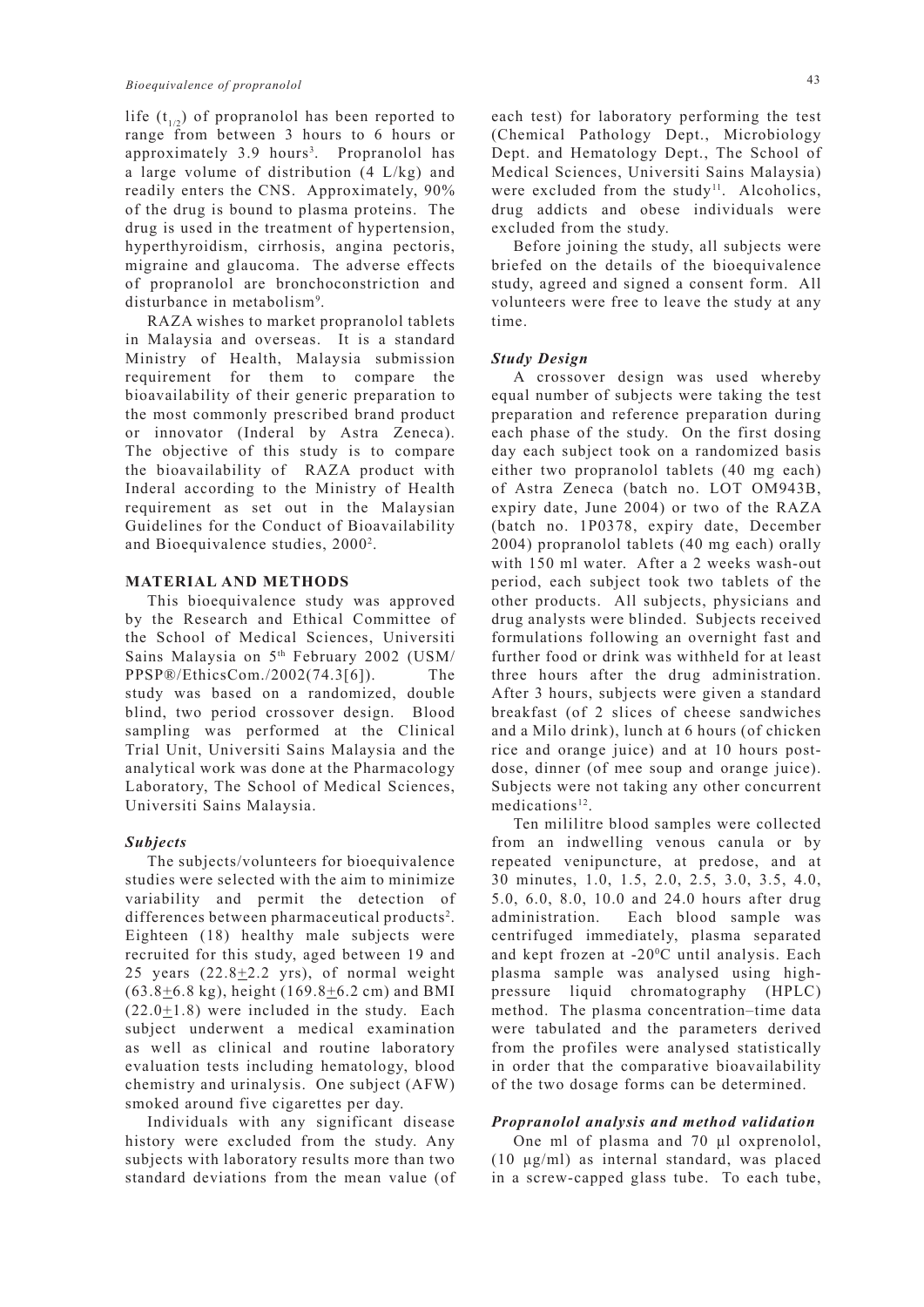life ($t_{1/2}$) of propranolol has been reported to range from between 3 hours to 6 hours or approximately 3.9 hours[3]. Propranolol has a large volume of distribution (4 L/kg) and readily enters the CNS. Approximately, 90% of the drug is bound to plasma proteins. The drug is used in the treatment of hypertension, hyperthyroidism, cirrhosis, angina pectoris, migraine and glaucoma. The adverse effects of propranolol are bronchoconstriction and disturbance in metabolism[9].

RAZA wishes to market propranolol tablets in Malaysia and overseas. It is a standard Ministry of Health, Malaysia submission requirement for them to compare the bioavailability of their generic preparation to the most commonly prescribed brand product or innovator (Inderal by Astra Zeneca). The objective of this study is to compare the bioavailability of RAZA product with Inderal according to the Ministry of Health requirement as set out in the Malaysian Guidelines for the Conduct of Bioavailability and Bioequivalence studies, 2000[2].

## MATERIAL AND METHODS

This bioequivalence study was approved by the Research and Ethical Committee of the School of Medical Sciences, Universiti Sains Malaysia on 5th February 2002 (USM/PPSP®/EthicsCom./2002(74.3[6]). The study was based on a randomized, double blind, two period crossover design. Blood sampling was performed at the Clinical Trial Unit, Universiti Sains Malaysia and the analytical work was done at the Pharmacology Laboratory, The School of Medical Sciences, Universiti Sains Malaysia.

### *Subjects*

The subjects/volunteers for bioequivalence studies were selected with the aim to minimize variability and permit the detection of differences between pharmaceutical products[2]. Eighteen (18) healthy male subjects were recruited for this study, aged between 19 and 25 years (22.8$\pm$2.2 yrs), of normal weight (63.8$\pm$6.8 kg), height (169.8$\pm$6.2 cm) and BMI (22.0$\pm$1.8) were included in the study. Each subject underwent a medical examination as well as clinical and routine laboratory evaluation tests including hematology, blood chemistry and urinalysis. One subject (AFW) smoked around five cigarettes per day.

Individuals with any significant disease history were excluded from the study. Any subjects with laboratory results more than two standard deviations from the mean value (of each test) for laboratory performing the test (Chemical Pathology Dept., Microbiology Dept. and Hematology Dept., The School of Medical Sciences, Universiti Sains Malaysia) were excluded from the study[11]. Alcoholics, drug addicts and obese individuals were excluded from the study.

Before joining the study, all subjects were briefed on the details of the bioequivalence study, agreed and signed a consent form. All volunteers were free to leave the study at any time.

### *Study Design*

A crossover design was used whereby equal number of subjects were taking the test preparation and reference preparation during each phase of the study. On the first dosing day each subject took on a randomized basis either two propranolol tablets (40 mg each) of Astra Zeneca (batch no. LOT OM943B, expiry date, June 2004) or two of the RAZA (batch no. 1P0378, expiry date, December 2004) propranolol tablets (40 mg each) orally with 150 ml water. After a 2 weeks wash-out period, each subject took two tablets of the other products. All subjects, physicians and drug analysts were blinded. Subjects received formulations following an overnight fast and further food or drink was withheld for at least three hours after the drug administration. After 3 hours, subjects were given a standard breakfast (of 2 slices of cheese sandwiches and a Milo drink), lunch at 6 hours (of chicken rice and orange juice) and at 10 hours post-dose, dinner (of mee soup and orange juice). Subjects were not taking any other concurrent medications[12].

Ten mililitre blood samples were collected from an indwelling venous canula or by repeated venipuncture, at predose, and at 30 minutes, 1.0, 1.5, 2.0, 2.5, 3.0, 3.5, 4.0, 5.0, 6.0, 8.0, 10.0 and 24.0 hours after drug administration. Each blood sample was centrifuged immediately, plasma separated and kept frozen at -20$^{0}$C until analysis. Each plasma sample was analysed using high-pressure liquid chromatography (HPLC) method. The plasma concentration–time data were tabulated and the parameters derived from the profiles were analysed statistically in order that the comparative bioavailability of the two dosage forms can be determined.

### *Propranolol analysis and method validation*

One ml of plasma and 70 µl oxprenolol, (10 µg/ml) as internal standard, was placed in a screw-capped glass tube. To each tube,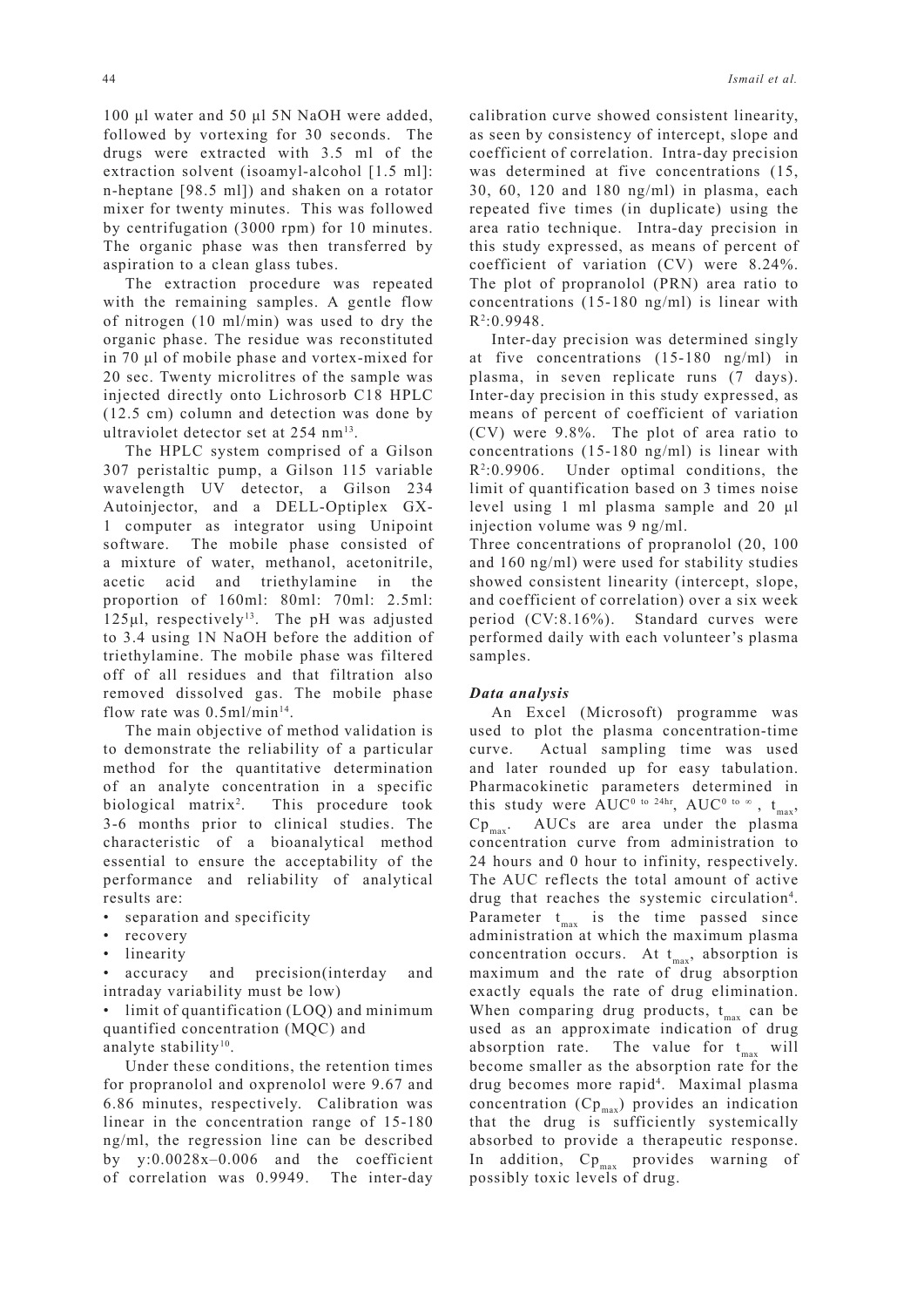100 µl water and 50 µl 5N NaOH were added, followed by vortexing for 30 seconds. The drugs were extracted with 3.5 ml of the extraction solvent (isoamyl-alcohol [1.5 ml]: n-heptane [98.5 ml]) and shaken on a rotator mixer for twenty minutes. This was followed by centrifugation (3000 rpm) for 10 minutes. The organic phase was then transferred by aspiration to a clean glass tubes.

The extraction procedure was repeated with the remaining samples. A gentle flow of nitrogen (10 ml/min) was used to dry the organic phase. The residue was reconstituted in 70 µl of mobile phase and vortex-mixed for 20 sec. Twenty microlitres of the sample was injected directly onto Lichrosorb C18 HPLC (12.5 cm) column and detection was done by ultraviolet detector set at 254 nm[13].

The HPLC system comprised of a Gilson 307 peristaltic pump, a Gilson 115 variable wavelength UV detector, a Gilson 234 Autoinjector, and a DELL-Optiplex GX-1 computer as integrator using Unipoint software. The mobile phase consisted of a mixture of water, methanol, acetonitrile, acetic acid and triethylamine in the proportion of 160ml: 80ml: 70ml: 2.5ml: 125µl, respectively[13]. The pH was adjusted to 3.4 using 1N NaOH before the addition of triethylamine. The mobile phase was filtered off of all residues and that filtration also removed dissolved gas. The mobile phase flow rate was 0.5ml/min[14].

The main objective of method validation is to demonstrate the reliability of a particular method for the quantitative determination of an analyte concentration in a specific biological matrix[2]. This procedure took 3-6 months prior to clinical studies. The characteristic of a bioanalytical method essential to ensure the acceptability of the performance and reliability of analytical results are:

- separation and specificity
- recovery
- linearity
- accuracy and precision(interday and intraday variability must be low)
- limit of quantification (LOQ) and minimum quantified concentration (MQC) and analyte stability[10].

Under these conditions, the retention times for propranolol and oxprenolol were 9.67 and 6.86 minutes, respectively. Calibration was linear in the concentration range of 15-180 ng/ml, the regression line can be described by y:0.0028x–0.006 and the coefficient of correlation was 0.9949. The inter-day calibration curve showed consistent linearity, as seen by consistency of intercept, slope and coefficient of correlation. Intra-day precision was determined at five concentrations (15, 30, 60, 120 and 180 ng/ml) in plasma, each repeated five times (in duplicate) using the area ratio technique. Intra-day precision in this study expressed, as means of percent of coefficient of variation (CV) were 8.24%. The plot of propranolol (PRN) area ratio to concentrations (15-180 ng/ml) is linear with $R^2$:0.9948.

Inter-day precision was determined singly at five concentrations (15-180 ng/ml) in plasma, in seven replicate runs (7 days). Inter-day precision in this study expressed, as means of percent of coefficient of variation (CV) were 9.8%. The plot of area ratio to concentrations (15-180 ng/ml) is linear with $R^2$:0.9906. Under optimal conditions, the limit of quantification based on 3 times noise level using 1 ml plasma sample and 20 µl injection volume was 9 ng/ml.

Three concentrations of propranolol (20, 100 and 160 ng/ml) were used for stability studies showed consistent linearity (intercept, slope, and coefficient of correlation) over a six week period (CV:8.16%). Standard curves were performed daily with each volunteer's plasma samples.

### *Data analysis*

An Excel (Microsoft) programme was used to plot the plasma concentration-time curve. Actual sampling time was used and later rounded up for easy tabulation. Pharmacokinetic parameters determined in this study were $AUC^{0\ to\ 24hr}$, $AUC^{0\ to\ \infty}$, $t_{max}$, $Cp_{max}$. AUCs are area under the plasma concentration curve from administration to 24 hours and 0 hour to infinity, respectively. The AUC reflects the total amount of active drug that reaches the systemic circulation[4]. Parameter $t_{max}$ is the time passed since administration at which the maximum plasma concentration occurs. At $t_{max}$, absorption is maximum and the rate of drug absorption exactly equals the rate of drug elimination. When comparing drug products, $t_{max}$ can be used as an approximate indication of drug absorption rate. The value for $t_{max}$ will become smaller as the absorption rate for the drug becomes more rapid[4]. Maximal plasma concentration ($Cp_{max}$) provides an indication that the drug is sufficiently systemically absorbed to provide a therapeutic response. In addition, $Cp_{max}$ provides warning of possibly toxic levels of drug.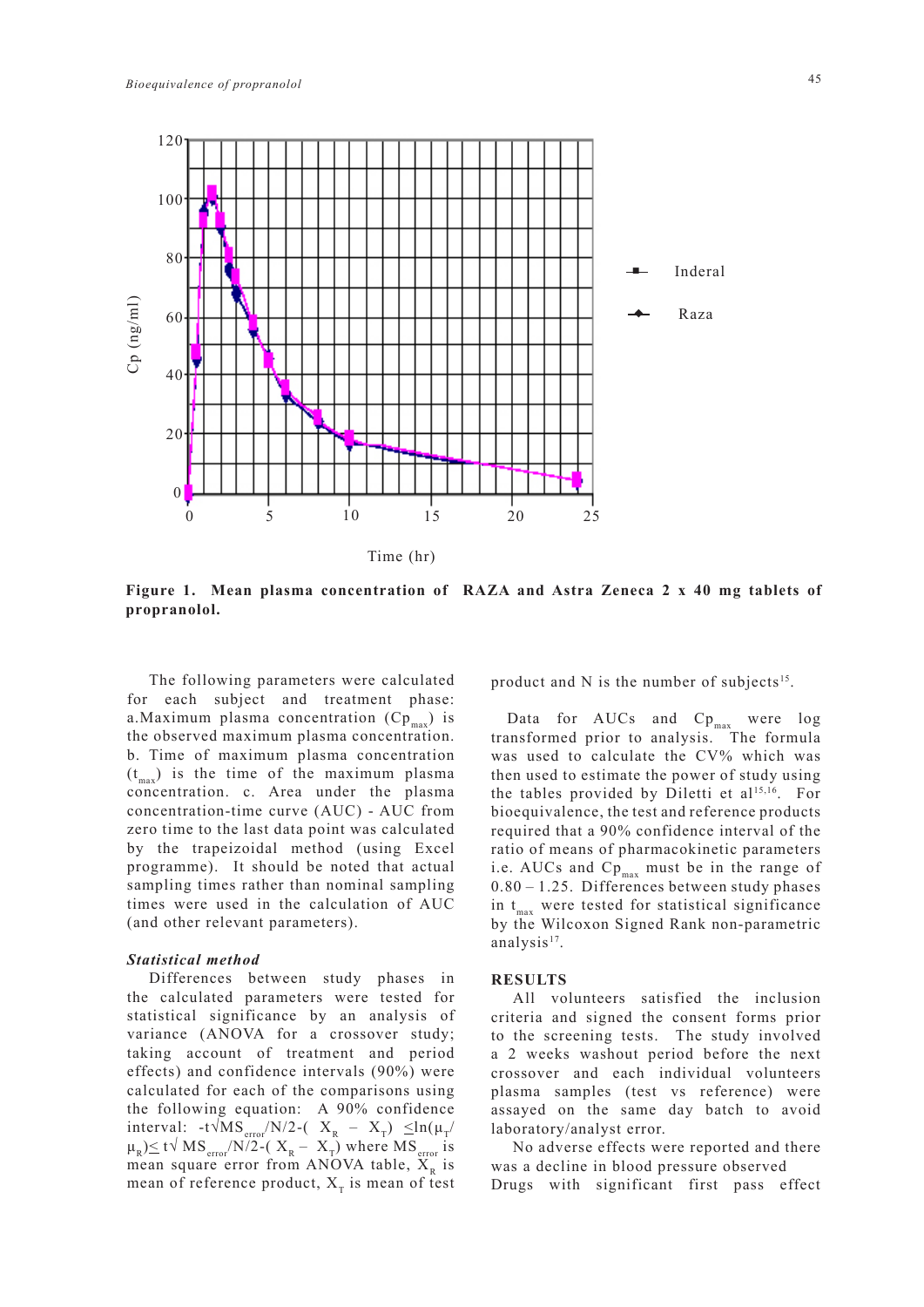120
100
80
60
40
20
0
Cp (ng/ml)
0
5
10
15
20
25
Time (hr)
Inderal
Raza

**Figure 1. Mean plasma concentration of RAZA and Astra Zeneca 2 x 40 mg tablets of propranolol.**

The following parameters were calculated for each subject and treatment phase: a.Maximum plasma concentration ($Cp_{max}$) is the observed maximum plasma concentration. b. Time of maximum plasma concentration ($t_{max}$) is the time of the maximum plasma concentration. c. Area under the plasma concentration-time curve (AUC) - AUC from zero time to the last data point was calculated by the trapeizoidal method (using Excel programme). It should be noted that actual sampling times rather than nominal sampling times were used in the calculation of AUC (and other relevant parameters).

***Statistical method***

Differences between study phases in the calculated parameters were tested for statistical significance by an analysis of variance (ANOVA for a crossover study; taking account of treatment and period effects) and confidence intervals (90%) were calculated for each of the comparisons using the following equation: A 90% confidence interval: $-t\sqrt{MS_{error}/N/2}-(X_R - X_T) \leq \ln(\mu_T/\mu_R) \leq t\sqrt{MS_{error}/N/2}-(X_R - X_T)$ where $MS_{error}$ is mean square error from ANOVA table, $X_R$ is mean of reference product, $X_T$ is mean of test product and N is the number of subjects[15].

Data for AUCs and $Cp_{max}$ were log transformed prior to analysis. The formula was used to calculate the CV% which was then used to estimate the power of study using the tables provided by Diletti et al[15,16]. For bioequivalence, the test and reference products required that a 90% confidence interval of the ratio of means of pharmacokinetic parameters i.e. AUCs and $Cp_{max}$ must be in the range of 0.80 – 1.25. Differences between study phases in $t_{max}$ were tested for statistical significance by the Wilcoxon Signed Rank non-parametric analysis[17].

## RESULTS

All volunteers satisfied the inclusion criteria and signed the consent forms prior to the screening tests. The study involved a 2 weeks washout period before the next crossover and each individual volunteers plasma samples (test vs reference) were assayed on the same day batch to avoid laboratory/analyst error.

No adverse effects were reported and there was a decline in blood pressure observed

Drugs with significant first pass effect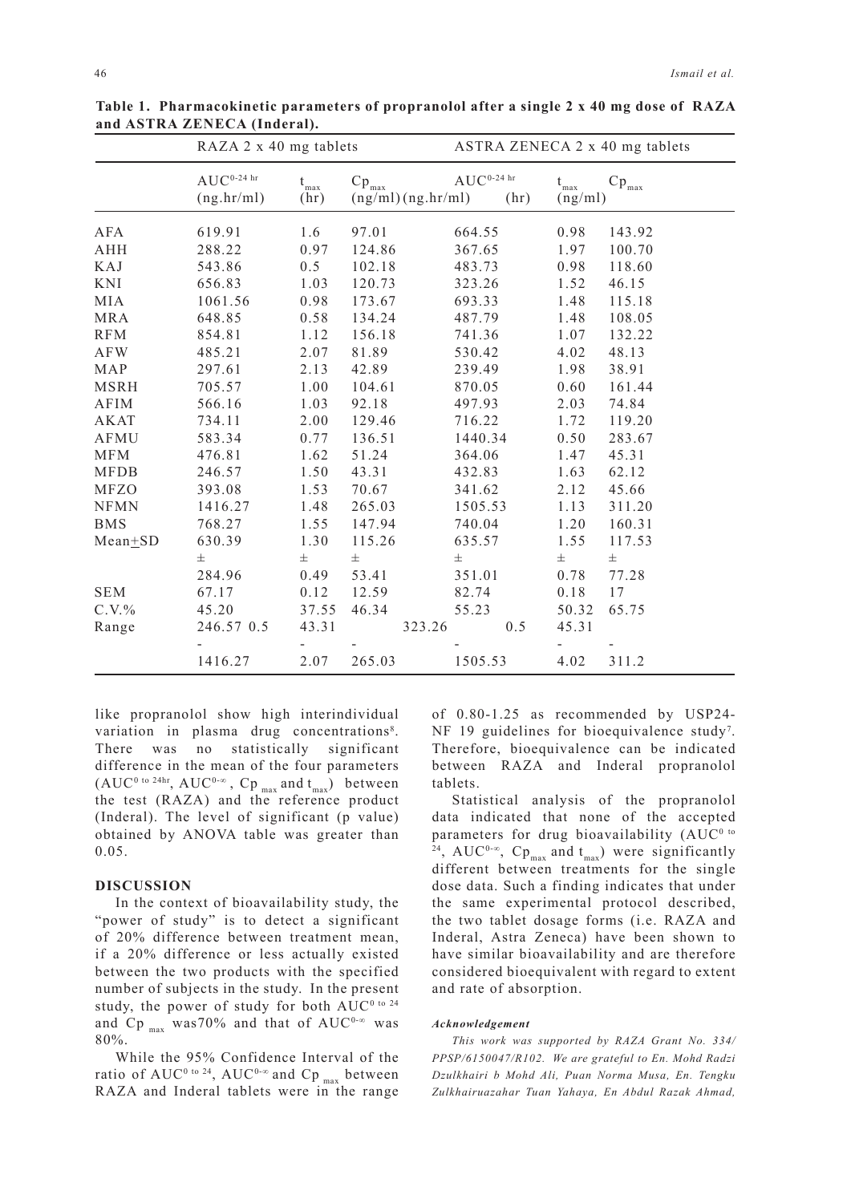**Table 1. Pharmacokinetic parameters of propranolol after a single 2 x 40 mg dose of RAZA and ASTRA ZENECA (Inderal).**

| | RAZA 2 x 40 mg tablets | | | ASTRA ZENECA 2 x 40 mg tablets | | |
|---|---|---|---|---|---|---|
| | $AUC^{0\text{-}24\ hr}$ (ng.hr/ml) | $t_{max}$ (hr) | $Cp_{max}$ (ng/ml) | $AUC^{0\text{-}24\ hr}$ (ng.hr/ml) | $t_{max}$ (hr) | $Cp_{max}$ (ng/ml) |
| AFA | 619.91 | 1.6 | 97.01 | 664.55 | 0.98 | 143.92 |
| AHH | 288.22 | 0.97 | 124.86 | 367.65 | 1.97 | 100.70 |
| KAJ | 543.86 | 0.5 | 102.18 | 483.73 | 0.98 | 118.60 |
| KNI | 656.83 | 1.03 | 120.73 | 323.26 | 1.52 | 46.15 |
| MIA | 1061.56 | 0.98 | 173.67 | 693.33 | 1.48 | 115.18 |
| MRA | 648.85 | 0.58 | 134.24 | 487.79 | 1.48 | 108.05 |
| RFM | 854.81 | 1.12 | 156.18 | 741.36 | 1.07 | 132.22 |
| AFW | 485.21 | 2.07 | 81.89 | 530.42 | 4.02 | 48.13 |
| MAP | 297.61 | 2.13 | 42.89 | 239.49 | 1.98 | 38.91 |
| MSRH | 705.57 | 1.00 | 104.61 | 870.05 | 0.60 | 161.44 |
| AFIM | 566.16 | 1.03 | 92.18 | 497.93 | 2.03 | 74.84 |
| AKAT | 734.11 | 2.00 | 129.46 | 716.22 | 1.72 | 119.20 |
| AFMU | 583.34 | 0.77 | 136.51 | 1440.34 | 0.50 | 283.67 |
| MFM | 476.81 | 1.62 | 51.24 | 364.06 | 1.47 | 45.31 |
| MFDB | 246.57 | 1.50 | 43.31 | 432.83 | 1.63 | 62.12 |
| MFZO | 393.08 | 1.53 | 70.67 | 341.62 | 2.12 | 45.66 |
| NFMN | 1416.27 | 1.48 | 265.03 | 1505.53 | 1.13 | 311.20 |
| BMS | 768.27 | 1.55 | 147.94 | 740.04 | 1.20 | 160.31 |
| Mean±SD | 630.39 ± 284.96 | 1.30 ± 0.49 | 115.26 ± 53.41 | 635.57 ± 351.01 | 1.55 ± 0.78 | 117.53 ± 77.28 |
| SEM | 67.17 | 0.12 | 12.59 | 82.74 | 0.18 | 17 |
| C.V.% | 45.20 | 37.55 | 46.34 | 55.23 | 50.32 | 65.75 |
| Range | 246.57 - 1416.27 | 0.5 - 2.07 | 43.31 - 265.03 | 323.26 - 1505.53 | 0.5 - 4.02 | 45.31 - 311.2 |

like propranolol show high interindividual variation in plasma drug concentrations[8]. There was no statistically significant difference in the mean of the four parameters ($AUC^{0\ to\ 24hr}$, $AUC^{0\text{-}\infty}$, $Cp_{max}$ and $t_{max}$) between the test (RAZA) and the reference product (Inderal). The level of significant (p value) obtained by ANOVA table was greater than 0.05.

## DISCUSSION

In the context of bioavailability study, the "power of study" is to detect a significant of 20% difference between treatment mean, if a 20% difference or less actually existed between the two products with the specified number of subjects in the study. In the present study, the power of study for both $AUC^{0\ to\ 24}$ and $Cp_{max}$ was70% and that of $AUC^{0\text{-}\infty}$ was 80%.

While the 95% Confidence Interval of the ratio of $AUC^{0\ to\ 24}$, $AUC^{0\text{-}\infty}$ and $Cp_{max}$ between RAZA and Inderal tablets were in the range of 0.80-1.25 as recommended by USP24-NF 19 guidelines for bioequivalence study[7]. Therefore, bioequivalence can be indicated between RAZA and Inderal propranolol tablets.

Statistical analysis of the propranolol data indicated that none of the accepted parameters for drug bioavailability ($AUC^{0\ to\ 24}$, $AUC^{0\text{-}\infty}$, $Cp_{max}$ and $t_{max}$) were significantly different between treatments for the single dose data. Such a finding indicates that under the same experimental protocol described, the two tablet dosage forms (i.e. RAZA and Inderal, Astra Zeneca) have been shown to have similar bioavailability and are therefore considered bioequivalent with regard to extent and rate of absorption.

### *Acknowledgement*

*This work was supported by RAZA Grant No. 334/PPSP/6150047/R102. We are grateful to En. Mohd Radzi Dzulkhairi b Mohd Ali, Puan Norma Musa, En. Tengku Zulkhairuazahar Tuan Yahaya, En Abdul Razak Ahmad,*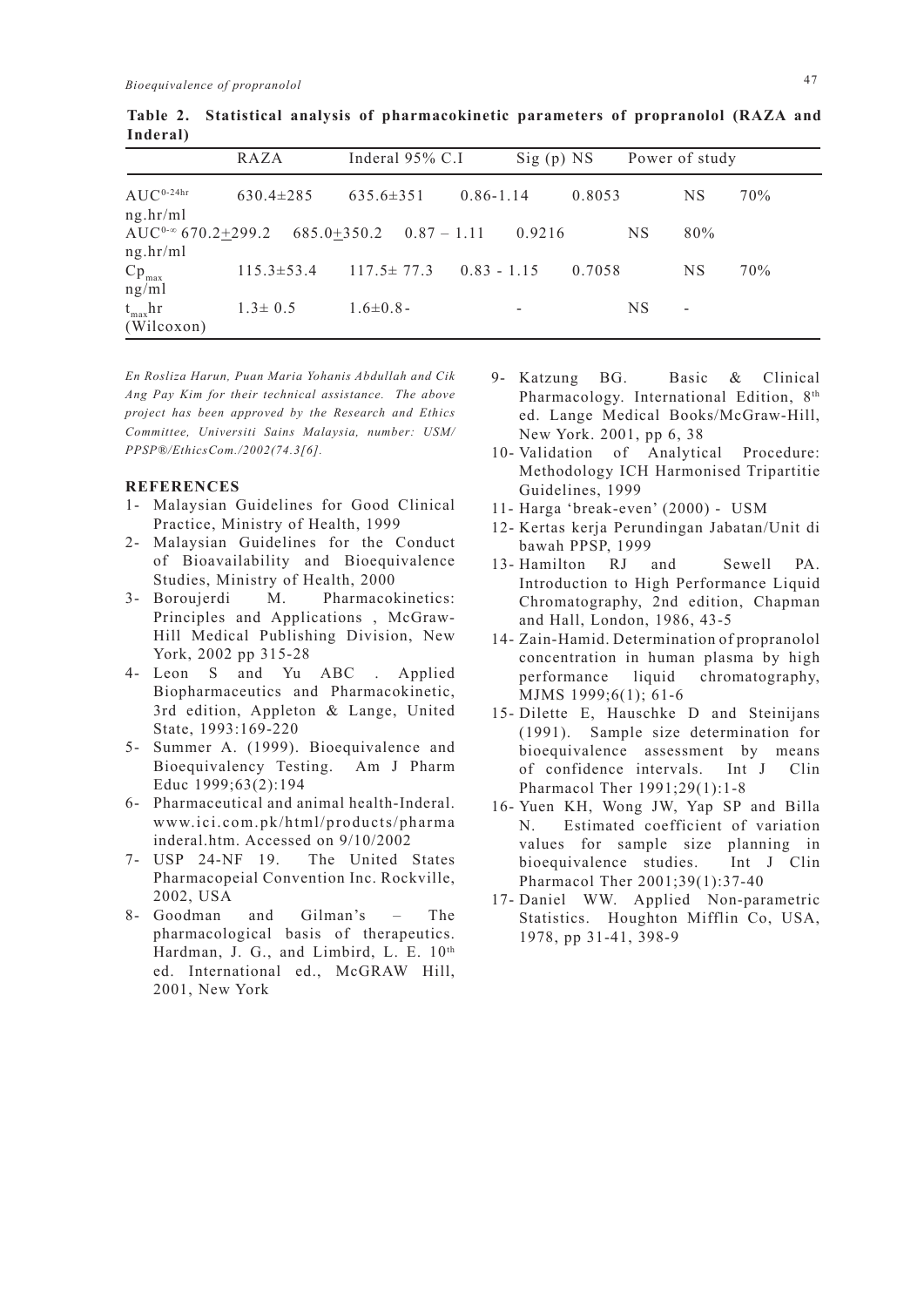**Table 2. Statistical analysis of pharmacokinetic parameters of propranolol (RAZA and Inderal)**

| | RAZA | Inderal | 95% C.I | Sig (p) | NS | Power of study |
|---|---|---|---|---|---|---|
| $AUC^{0-24hr}$ ng.hr/ml | 630.4±285 | 635.6±351 | 0.86-1.14 | 0.8053 | NS | 70% |
| $AUC^{0-\infty}$ ng.hr/ml | 670.2±299.2 | 685.0±350.2 | 0.87 – 1.11 | 0.9216 | NS | 80% |
| $Cp_{max}$ ng/ml | 115.3±53.4 | 117.5± 77.3 | 0.83 - 1.15 | 0.7058 | NS | 70% |
| $t_{max}$hr (Wilcoxon) | 1.3± 0.5 | 1.6±0.8 | - | - | NS | - |

*En Rosliza Harun, Puan Maria Yohanis Abdullah and Cik Ang Pay Kim for their technical assistance. The above project has been approved by the Research and Ethics Committee, Universiti Sains Malaysia, number: USM/PPSP®/EthicsCom./2002(74.3[6].*

## REFERENCES

1- Malaysian Guidelines for Good Clinical Practice, Ministry of Health, 1999
2- Malaysian Guidelines for the Conduct of Bioavailability and Bioequivalence Studies, Ministry of Health, 2000
3- Boroujerdi M. Pharmacokinetics: Principles and Applications , McGraw-Hill Medical Publishing Division, New York, 2002 pp 315-28
4- Leon S and Yu ABC . Applied Biopharmaceutics and Pharmacokinetic, 3rd edition, Appleton & Lange, United State, 1993:169-220
5- Summer A. (1999). Bioequivalence and Bioequivalency Testing. Am J Pharm Educ 1999;63(2):194
6- Pharmaceutical and animal health-Inderal. www.ici.com.pk/html/products/pharma inderal.htm. Accessed on 9/10/2002
7- USP 24-NF 19. The United States Pharmacopeial Convention Inc. Rockville, 2002, USA
8- Goodman and Gilman's – The pharmacological basis of therapeutics. Hardman, J. G., and Limbird, L. E. 10th ed. International ed., McGRAW Hill, 2001, New York
9- Katzung BG. Basic & Clinical Pharmacology. International Edition, 8th ed. Lange Medical Books/McGraw-Hill, New York. 2001, pp 6, 38
10- Validation of Analytical Procedure: Methodology ICH Harmonised Tripartitie Guidelines, 1999
11- Harga 'break-even' (2000) - USM
12- Kertas kerja Perundingan Jabatan/Unit di bawah PPSP, 1999
13- Hamilton RJ and Sewell PA. Introduction to High Performance Liquid Chromatography, 2nd edition, Chapman and Hall, London, 1986, 43-5
14- Zain-Hamid. Determination of propranolol concentration in human plasma by high performance liquid chromatography, MJMS 1999;6(1); 61-6
15- Dilette E, Hauschke D and Steinijans (1991). Sample size determination for bioequivalence assessment by means of confidence intervals. Int J Clin Pharmacol Ther 1991;29(1):1-8
16- Yuen KH, Wong JW, Yap SP and Billa N. Estimated coefficient of variation values for sample size planning in bioequivalence studies. Int J Clin Pharmacol Ther 2001;39(1):37-40
17- Daniel WW. Applied Non-parametric Statistics. Houghton Mifflin Co, USA, 1978, pp 31-41, 398-9